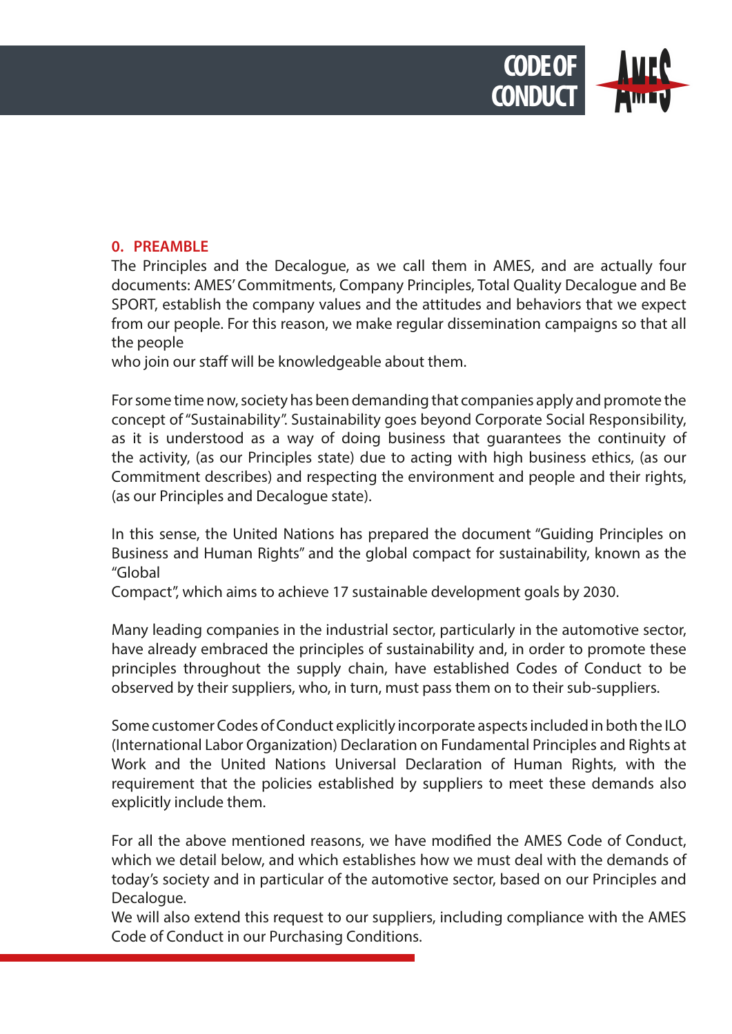## 0. PREAMBLE

The Principles and the Decalogue, as we call them in AMES, and are actually four documents: AMES' Commitments, Company Principles, Total Quality Decalogue and Be SPORT, establish the company values and the attitudes and behaviors that we expect from our people. For this reason, we make regular dissemination campaigns so that all the people who join our staff will be knowledgeable about them.

For some time now, society has been demanding that companies apply and promote the concept of "Sustainability". Sustainability goes beyond Corporate Social Responsibility, as it is understood as a way of doing business that guarantees the continuity of the activity, (as our Principles state) due to acting with high business ethics, (as our Commitment describes) and respecting the environment and people and their rights, (as our Principles and Decalogue state).

In this sense, the United Nations has prepared the document "Guiding Principles on Business and Human Rights" and the global compact for sustainability, known as the "Global Compact", which aims to achieve 17 sustainable development goals by 2030.

Many leading companies in the industrial sector, particularly in the automotive sector, have already embraced the principles of sustainability and, in order to promote these principles throughout the supply chain, have established Codes of Conduct to be observed by their suppliers, who, in turn, must pass them on to their sub-suppliers.

Some customer Codes of Conduct explicitly incorporate aspects included in both the ILO (International Labor Organization) Declaration on Fundamental Principles and Rights at Work and the United Nations Universal Declaration of Human Rights, with the requirement that the policies established by suppliers to meet these demands also explicitly include them.

For all the above mentioned reasons, we have modified the AMES Code of Conduct, which we detail below, and which establishes how we must deal with the demands of today's society and in particular of the automotive sector, based on our Principles and Decalogue.

We will also extend this request to our suppliers, including compliance with the AMES Code of Conduct in our Purchasing Conditions.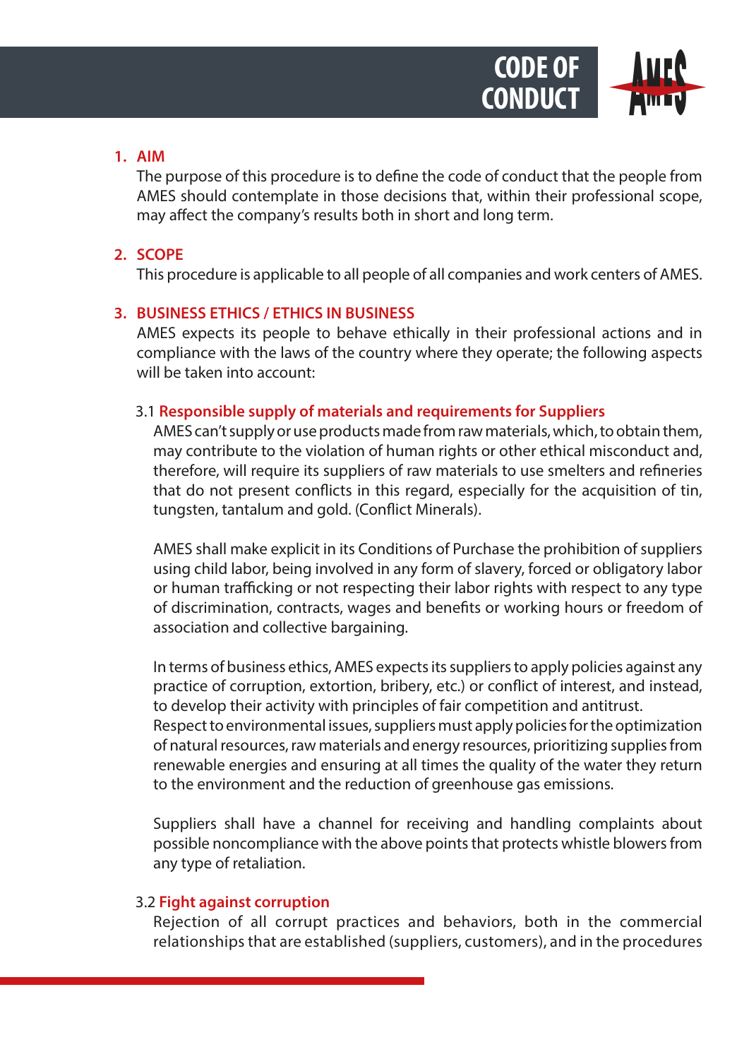## 1. AIM

The purpose of this procedure is to define the code of conduct that the people from AMES should contemplate in those decisions that, within their professional scope, may affect the company's results both in short and long term.

## 2. SCOPE

This procedure is applicable to all people of all companies and work centers of AMES.

## 3. BUSINESS ETHICS / ETHICS IN BUSINESS

AMES expects its people to behave ethically in their professional actions and in compliance with the laws of the country where they operate; the following aspects will be taken into account:

### 3.1 Responsible supply of materials and requirements for Suppliers

AMES can't supply or use products made from raw materials, which, to obtain them, may contribute to the violation of human rights or other ethical misconduct and, therefore, will require its suppliers of raw materials to use smelters and refineries that do not present conflicts in this regard, especially for the acquisition of tin, tungsten, tantalum and gold. (Conflict Minerals).

AMES shall make explicit in its Conditions of Purchase the prohibition of suppliers using child labor, being involved in any form of slavery, forced or obligatory labor or human trafficking or not respecting their labor rights with respect to any type of discrimination, contracts, wages and benefits or working hours or freedom of association and collective bargaining.

In terms of business ethics, AMES expects its suppliers to apply policies against any practice of corruption, extortion, bribery, etc.) or conflict of interest, and instead, to develop their activity with principles of fair competition and antitrust.
Respect to environmental issues, suppliers must apply policies for the optimization of natural resources, raw materials and energy resources, prioritizing supplies from renewable energies and ensuring at all times the quality of the water they return to the environment and the reduction of greenhouse gas emissions.

Suppliers shall have a channel for receiving and handling complaints about possible noncompliance with the above points that protects whistle blowers from any type of retaliation.

### 3.2 Fight against corruption

Rejection of all corrupt practices and behaviors, both in the commercial relationships that are established (suppliers, customers), and in the procedures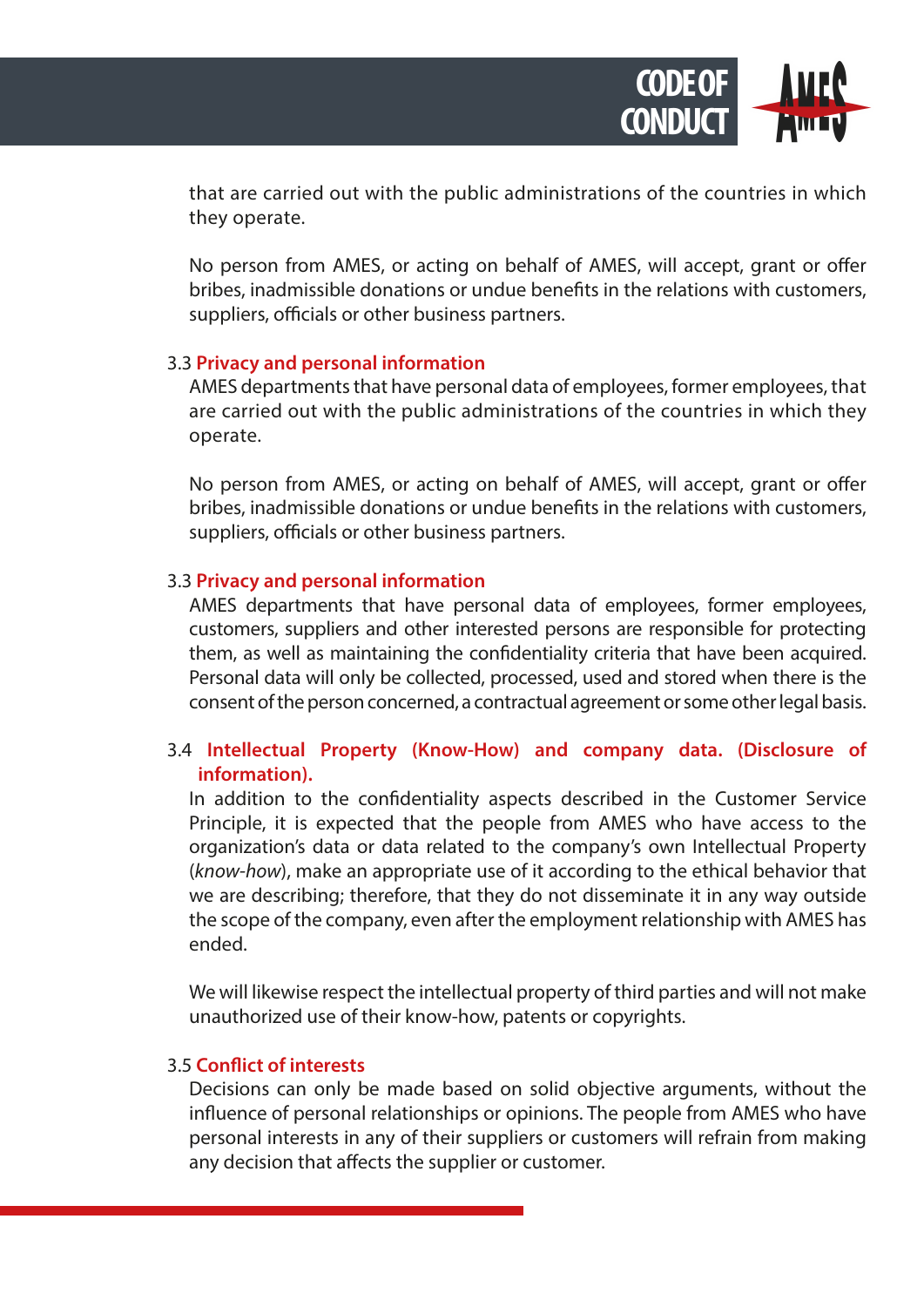that are carried out with the public administrations of the countries in which they operate.

No person from AMES, or acting on behalf of AMES, will accept, grant or offer bribes, inadmissible donations or undue benefits in the relations with customers, suppliers, officials or other business partners.

### 3.3 Privacy and personal information

AMES departments that have personal data of employees, former employees, that are carried out with the public administrations of the countries in which they operate.

No person from AMES, or acting on behalf of AMES, will accept, grant or offer bribes, inadmissible donations or undue benefits in the relations with customers, suppliers, officials or other business partners.

### 3.3 Privacy and personal information

AMES departments that have personal data of employees, former employees, customers, suppliers and other interested persons are responsible for protecting them, as well as maintaining the confidentiality criteria that have been acquired. Personal data will only be collected, processed, used and stored when there is the consent of the person concerned, a contractual agreement or some other legal basis.

### 3.4 Intellectual Property (Know-How) and company data. (Disclosure of information).

In addition to the confidentiality aspects described in the Customer Service Principle, it is expected that the people from AMES who have access to the organization's data or data related to the company's own Intellectual Property (*know-how*), make an appropriate use of it according to the ethical behavior that we are describing; therefore, that they do not disseminate it in any way outside the scope of the company, even after the employment relationship with AMES has ended.

We will likewise respect the intellectual property of third parties and will not make unauthorized use of their know-how, patents or copyrights.

### 3.5 Conflict of interests

Decisions can only be made based on solid objective arguments, without the influence of personal relationships or opinions. The people from AMES who have personal interests in any of their suppliers or customers will refrain from making any decision that affects the supplier or customer.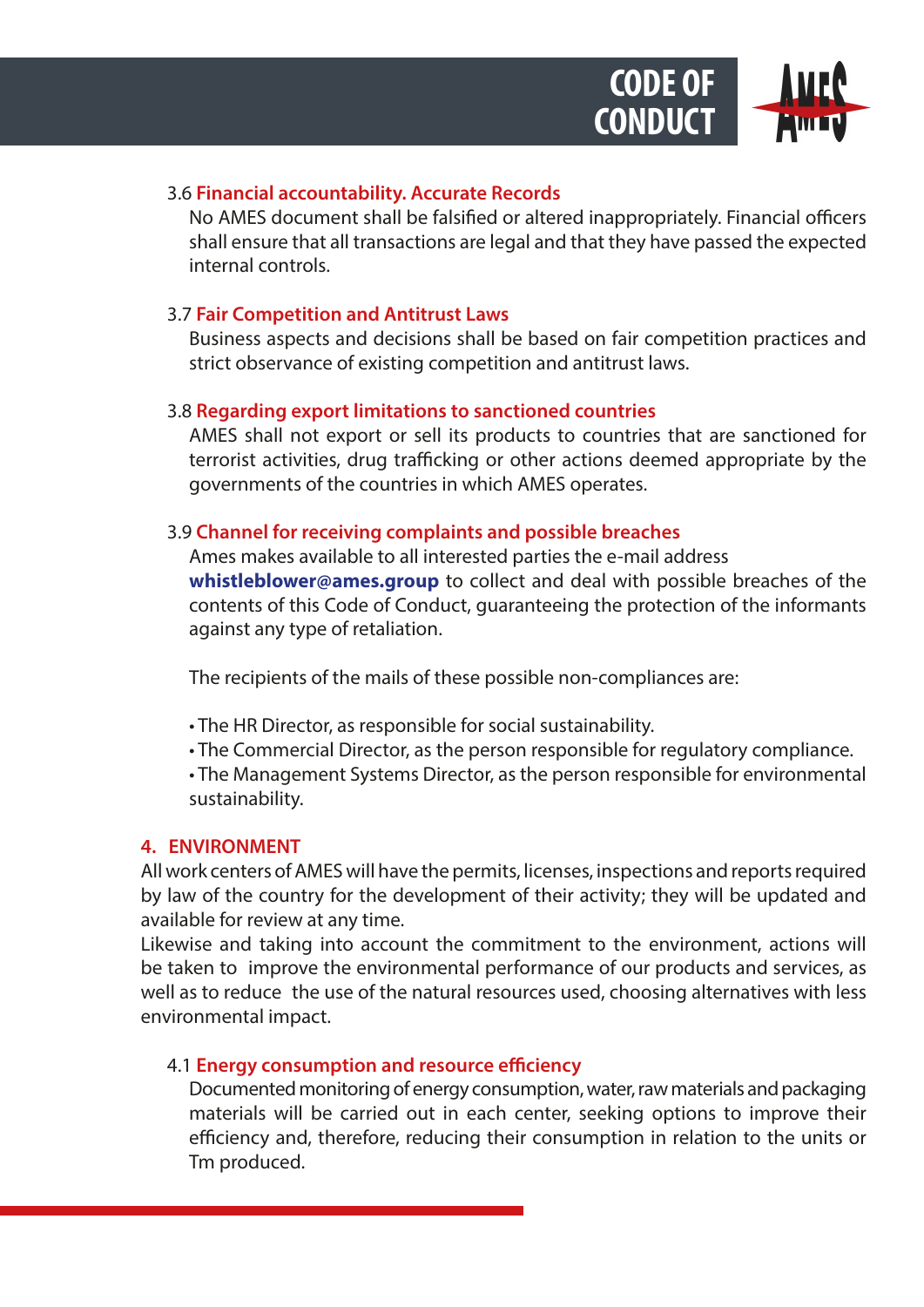### 3.6 Financial accountability. Accurate Records

No AMES document shall be falsified or altered inappropriately. Financial officers shall ensure that all transactions are legal and that they have passed the expected internal controls.

### 3.7 Fair Competition and Antitrust Laws

Business aspects and decisions shall be based on fair competition practices and strict observance of existing competition and antitrust laws.

### 3.8 Regarding export limitations to sanctioned countries

AMES shall not export or sell its products to countries that are sanctioned for terrorist activities, drug trafficking or other actions deemed appropriate by the governments of the countries in which AMES operates.

### 3.9 Channel for receiving complaints and possible breaches

Ames makes available to all interested parties the e-mail address **whistleblower@ames.group** to collect and deal with possible breaches of the contents of this Code of Conduct, guaranteeing the protection of the informants against any type of retaliation.

The recipients of the mails of these possible non-compliances are:

- The HR Director, as responsible for social sustainability.
- The Commercial Director, as the person responsible for regulatory compliance.
- The Management Systems Director, as the person responsible for environmental sustainability.

## 4. ENVIRONMENT

All work centers of AMES will have the permits, licenses, inspections and reports required by law of the country for the development of their activity; they will be updated and available for review at any time.

Likewise and taking into account the commitment to the environment, actions will be taken to improve the environmental performance of our products and services, as well as to reduce the use of the natural resources used, choosing alternatives with less environmental impact.

### 4.1 Energy consumption and resource efficiency

Documented monitoring of energy consumption, water, raw materials and packaging materials will be carried out in each center, seeking options to improve their efficiency and, therefore, reducing their consumption in relation to the units or Tm produced.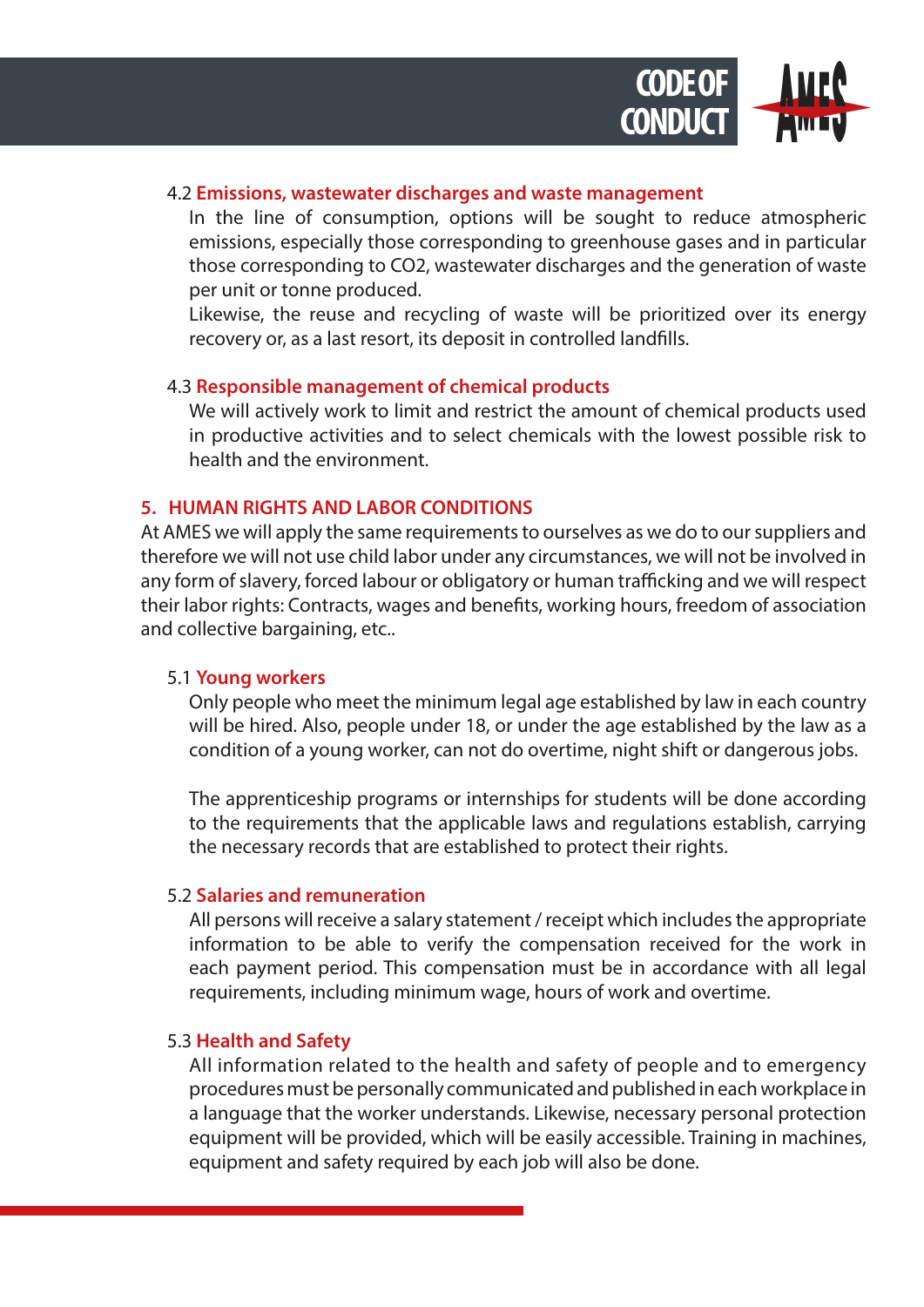### 4.2 Emissions, wastewater discharges and waste management

In the line of consumption, options will be sought to reduce atmospheric emissions, especially those corresponding to greenhouse gases and in particular those corresponding to $CO_2$, wastewater discharges and the generation of waste per unit or tonne produced.

Likewise, the reuse and recycling of waste will be prioritized over its energy recovery or, as a last resort, its deposit in controlled landfills.

### 4.3 Responsible management of chemical products

We will actively work to limit and restrict the amount of chemical products used in productive activities and to select chemicals with the lowest possible risk to health and the environment.

## 5. HUMAN RIGHTS AND LABOR CONDITIONS

At AMES we will apply the same requirements to ourselves as we do to our suppliers and therefore we will not use child labor under any circumstances, we will not be involved in any form of slavery, forced labour or obligatory or human trafficking and we will respect their labor rights: Contracts, wages and benefits, working hours, freedom of association and collective bargaining, etc..

### 5.1 Young workers

Only people who meet the minimum legal age established by law in each country will be hired. Also, people under 18, or under the age established by the law as a condition of a young worker, can not do overtime, night shift or dangerous jobs.

The apprenticeship programs or internships for students will be done according to the requirements that the applicable laws and regulations establish, carrying the necessary records that are established to protect their rights.

### 5.2 Salaries and remuneration

All persons will receive a salary statement / receipt which includes the appropriate information to be able to verify the compensation received for the work in each payment period. This compensation must be in accordance with all legal requirements, including minimum wage, hours of work and overtime.

### 5.3 Health and Safety

All information related to the health and safety of people and to emergency procedures must be personally communicated and published in each workplace in a language that the worker understands. Likewise, necessary personal protection equipment will be provided, which will be easily accessible. Training in machines, equipment and safety required by each job will also be done.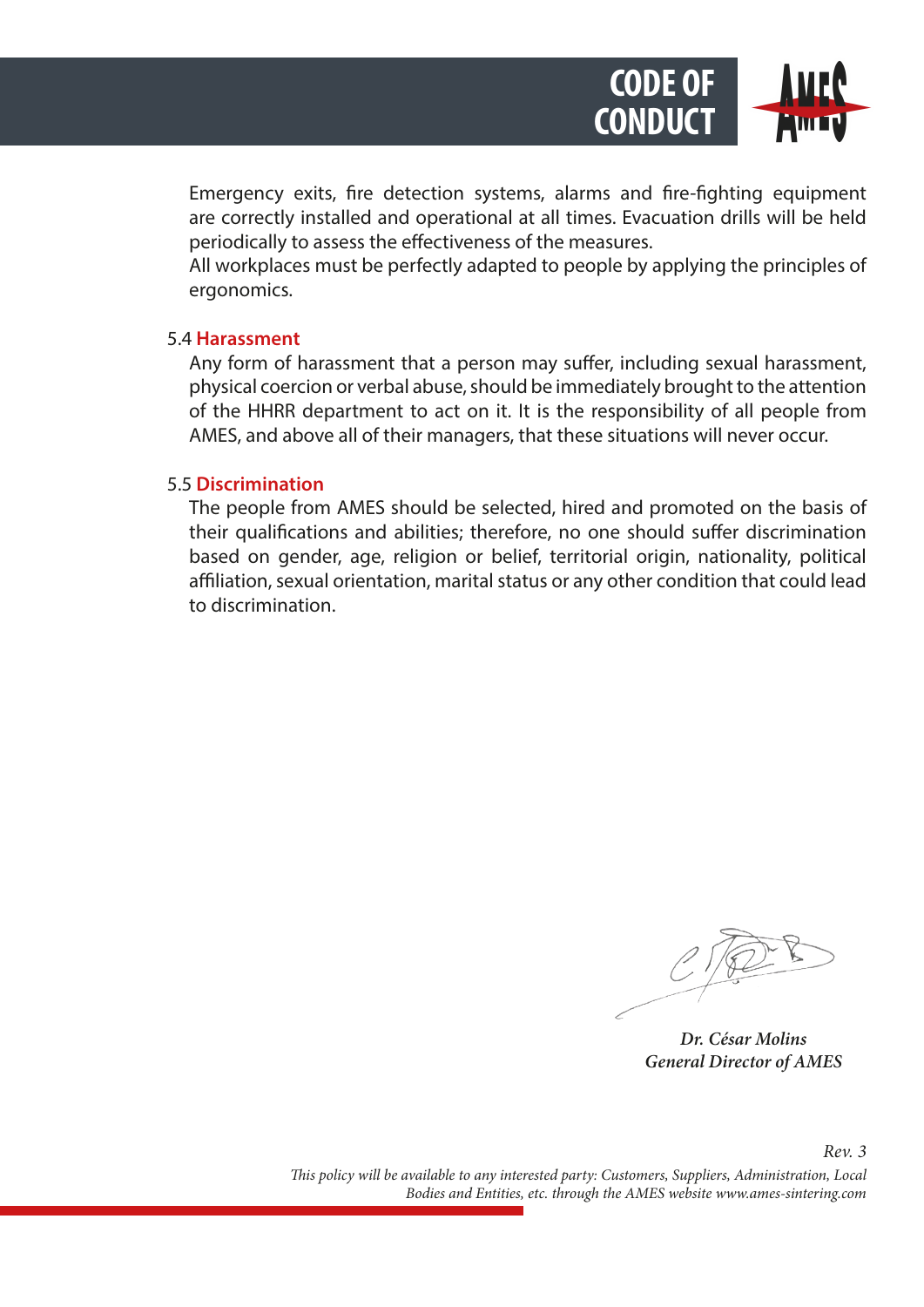Emergency exits, fire detection systems, alarms and fire-fighting equipment are correctly installed and operational at all times. Evacuation drills will be held periodically to assess the effectiveness of the measures.

All workplaces must be perfectly adapted to people by applying the principles of ergonomics.

### 5.4 Harassment

Any form of harassment that a person may suffer, including sexual harassment, physical coercion or verbal abuse, should be immediately brought to the attention of the HHRR department to act on it. It is the responsibility of all people from AMES, and above all of their managers, that these situations will never occur.

### 5.5 Discrimination

The people from AMES should be selected, hired and promoted on the basis of their qualifications and abilities; therefore, no one should suffer discrimination based on gender, age, religion or belief, territorial origin, nationality, political affiliation, sexual orientation, marital status or any other condition that could lead to discrimination.

*Dr. César Molins*
*General Director of AMES*

*Rev. 3*

*This policy will be available to any interested party: Customers, Suppliers, Administration, Local Bodies and Entities, etc. through the AMES website www.ames-sintering.com*